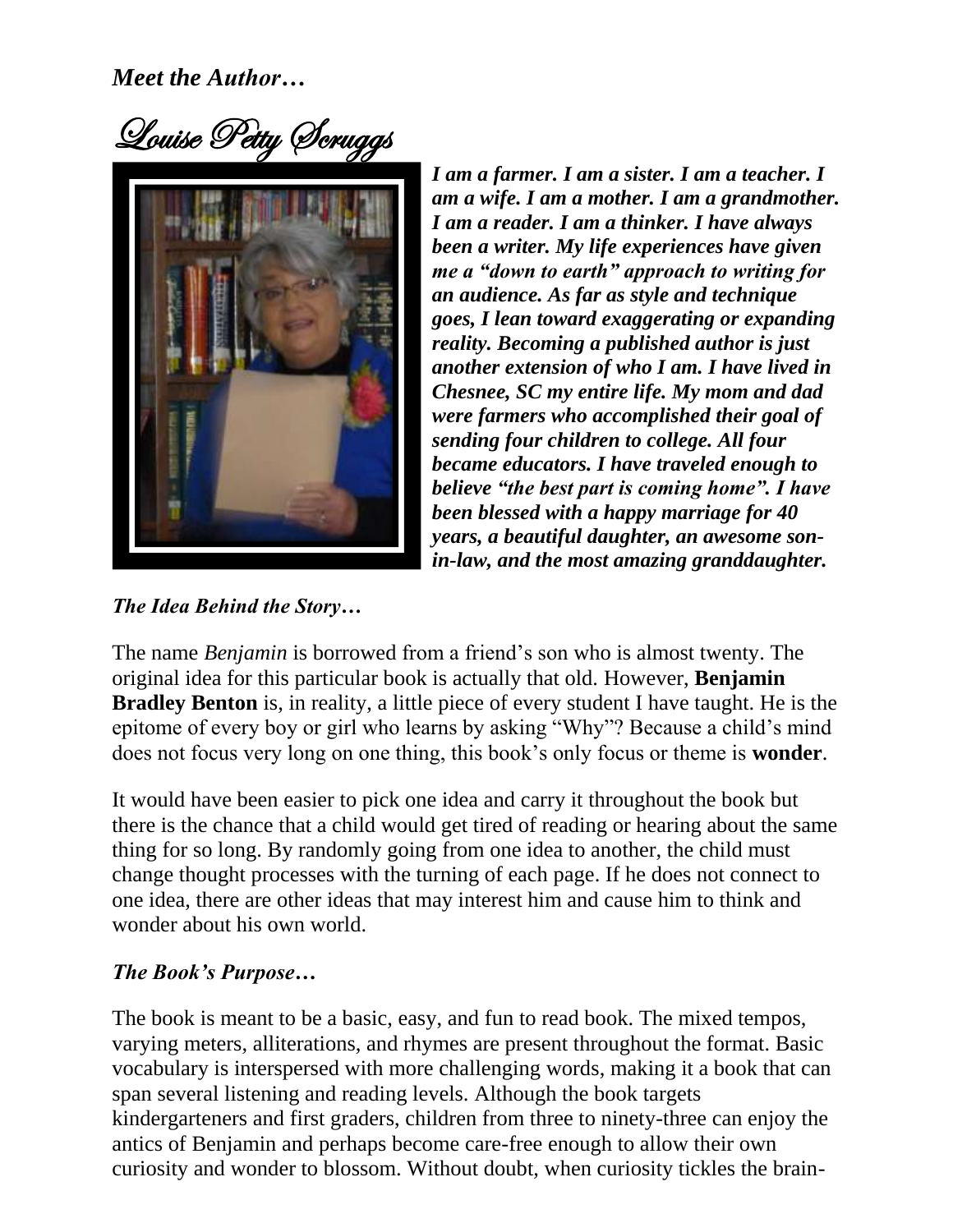*Meet the Author…*

# Louise Petty Scruggs

***I am a farmer. I am a sister. I am a teacher. I am a wife. I am a mother. I am a grandmother. I am a reader. I am a thinker. I have always been a writer. My life experiences have given me a "down to earth" approach to writing for an audience. As far as style and technique goes, I lean toward exaggerating or expanding reality. Becoming a published author is just another extension of who I am. I have lived in Chesnee, SC my entire life. My mom and dad were farmers who accomplished their goal of sending four children to college. All four became educators. I have traveled enough to believe "the best part is coming home". I have been blessed with a happy marriage for 40 years, a beautiful daughter, an awesome son-in-law, and the most amazing granddaughter.***

***The Idea Behind the Story…***

The name *Benjamin* is borrowed from a friend's son who is almost twenty. The original idea for this particular book is actually that old. However, **Benjamin Bradley Benton** is, in reality, a little piece of every student I have taught. He is the epitome of every boy or girl who learns by asking "Why"? Because a child's mind does not focus very long on one thing, this book's only focus or theme is **wonder**.

It would have been easier to pick one idea and carry it throughout the book but there is the chance that a child would get tired of reading or hearing about the same thing for so long. By randomly going from one idea to another, the child must change thought processes with the turning of each page. If he does not connect to one idea, there are other ideas that may interest him and cause him to think and wonder about his own world.

***The Book's Purpose…***

The book is meant to be a basic, easy, and fun to read book. The mixed tempos, varying meters, alliterations, and rhymes are present throughout the format. Basic vocabulary is interspersed with more challenging words, making it a book that can span several listening and reading levels. Although the book targets kindergarteners and first graders, children from three to ninety-three can enjoy the antics of Benjamin and perhaps become care-free enough to allow their own curiosity and wonder to blossom. Without doubt, when curiosity tickles the brain-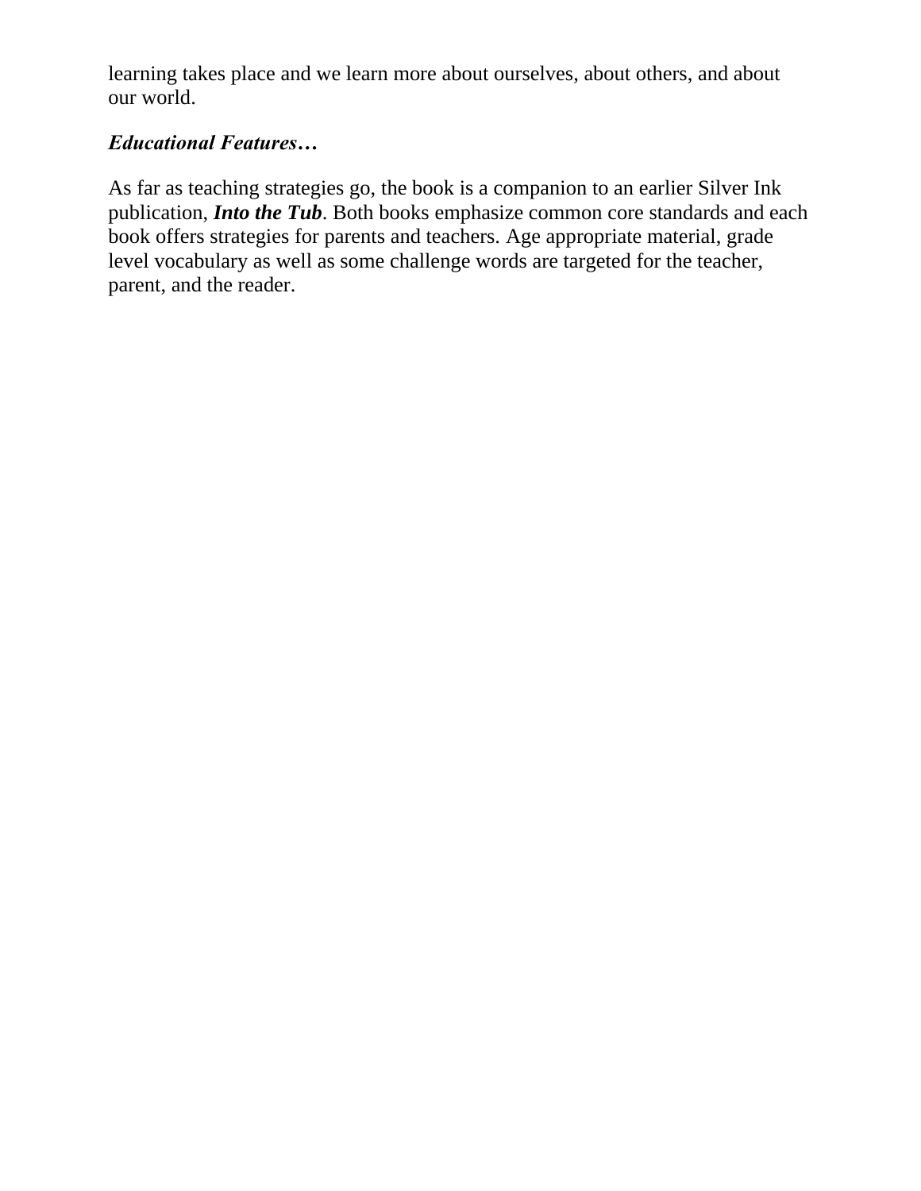learning takes place and we learn more about ourselves, about others, and about our world.

***Educational Features…***

As far as teaching strategies go, the book is a companion to an earlier Silver Ink publication, ***Into the Tub***. Both books emphasize common core standards and each book offers strategies for parents and teachers. Age appropriate material, grade level vocabulary as well as some challenge words are targeted for the teacher, parent, and the reader.